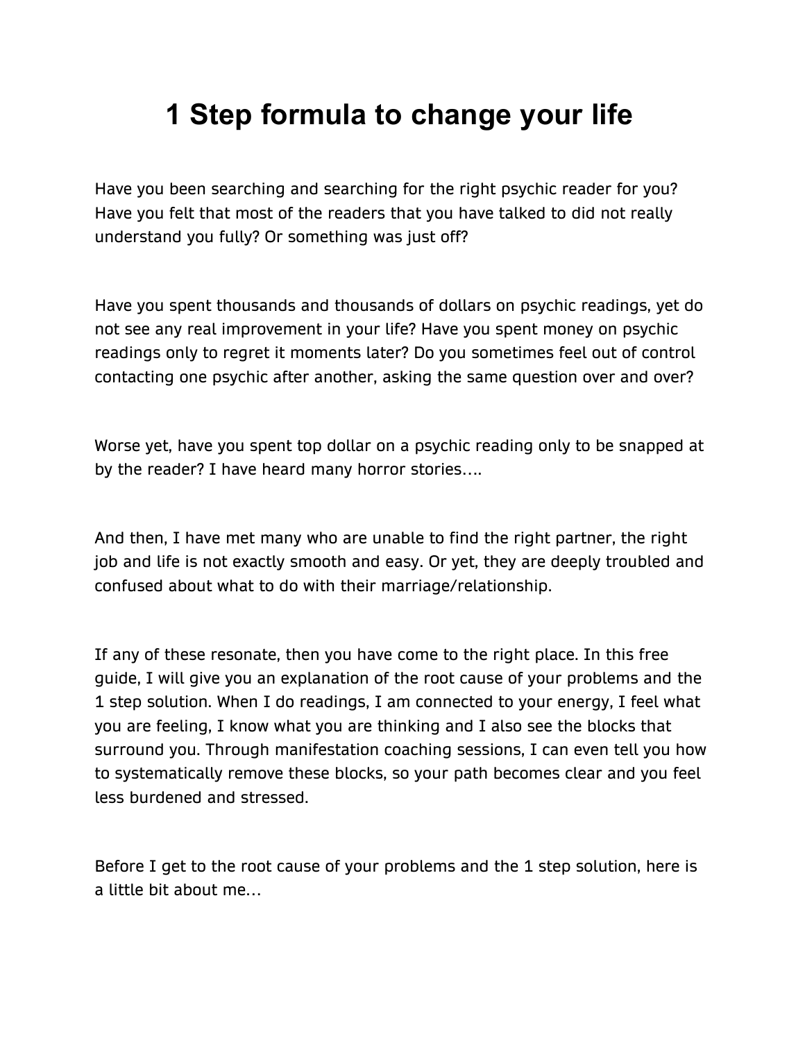# 1 Step formula to change your life

Have you been searching and searching for the right psychic reader for you? Have you felt that most of the readers that you have talked to did not really understand you fully? Or something was just off?

Have you spent thousands and thousands of dollars on psychic readings, yet do not see any real improvement in your life? Have you spent money on psychic readings only to regret it moments later? Do you sometimes feel out of control contacting one psychic after another, asking the same question over and over?

Worse yet, have you spent top dollar on a psychic reading only to be snapped at by the reader? I have heard many horror stories….

And then, I have met many who are unable to find the right partner, the right job and life is not exactly smooth and easy. Or yet, they are deeply troubled and confused about what to do with their marriage/relationship.

If any of these resonate, then you have come to the right place. In this free guide, I will give you an explanation of the root cause of your problems and the 1 step solution. When I do readings, I am connected to your energy, I feel what you are feeling, I know what you are thinking and I also see the blocks that surround you. Through manifestation coaching sessions, I can even tell you how to systematically remove these blocks, so your path becomes clear and you feel less burdened and stressed.

Before I get to the root cause of your problems and the 1 step solution, here is a little bit about me…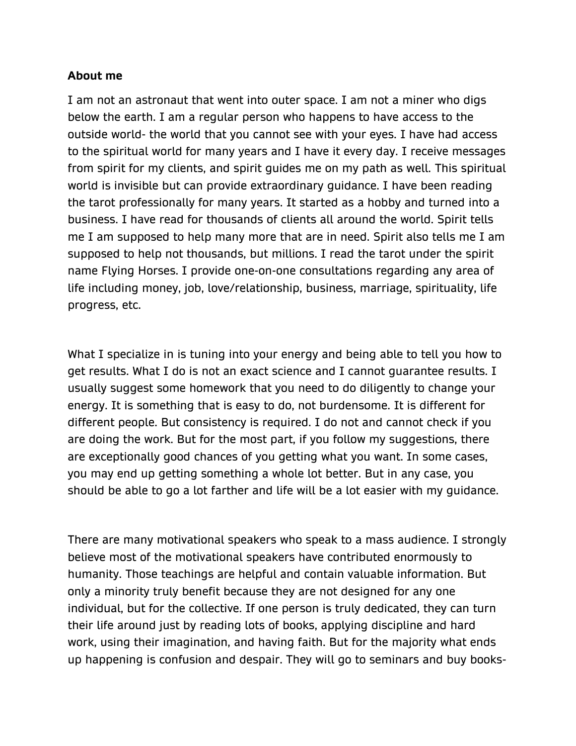**About me**

I am not an astronaut that went into outer space. I am not a miner who digs below the earth. I am a regular person who happens to have access to the outside world- the world that you cannot see with your eyes. I have had access to the spiritual world for many years and I have it every day. I receive messages from spirit for my clients, and spirit guides me on my path as well. This spiritual world is invisible but can provide extraordinary guidance. I have been reading the tarot professionally for many years. It started as a hobby and turned into a business. I have read for thousands of clients all around the world. Spirit tells me I am supposed to help many more that are in need. Spirit also tells me I am supposed to help not thousands, but millions. I read the tarot under the spirit name Flying Horses. I provide one-on-one consultations regarding any area of life including money, job, love/relationship, business, marriage, spirituality, life progress, etc.

What I specialize in is tuning into your energy and being able to tell you how to get results. What I do is not an exact science and I cannot guarantee results. I usually suggest some homework that you need to do diligently to change your energy. It is something that is easy to do, not burdensome. It is different for different people. But consistency is required. I do not and cannot check if you are doing the work. But for the most part, if you follow my suggestions, there are exceptionally good chances of you getting what you want. In some cases, you may end up getting something a whole lot better. But in any case, you should be able to go a lot farther and life will be a lot easier with my guidance.

There are many motivational speakers who speak to a mass audience. I strongly believe most of the motivational speakers have contributed enormously to humanity. Those teachings are helpful and contain valuable information. But only a minority truly benefit because they are not designed for any one individual, but for the collective. If one person is truly dedicated, they can turn their life around just by reading lots of books, applying discipline and hard work, using their imagination, and having faith. But for the majority what ends up happening is confusion and despair. They will go to seminars and buy books-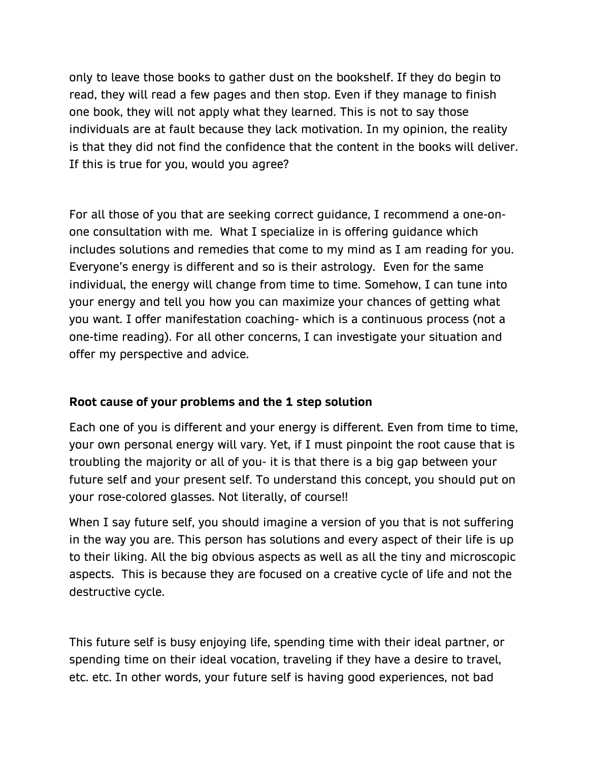only to leave those books to gather dust on the bookshelf. If they do begin to read, they will read a few pages and then stop. Even if they manage to finish one book, they will not apply what they learned. This is not to say those individuals are at fault because they lack motivation. In my opinion, the reality is that they did not find the confidence that the content in the books will deliver. If this is true for you, would you agree?

For all those of you that are seeking correct guidance, I recommend a one-on-one consultation with me. What I specialize in is offering guidance which includes solutions and remedies that come to my mind as I am reading for you. Everyone's energy is different and so is their astrology. Even for the same individual, the energy will change from time to time. Somehow, I can tune into your energy and tell you how you can maximize your chances of getting what you want. I offer manifestation coaching- which is a continuous process (not a one-time reading). For all other concerns, I can investigate your situation and offer my perspective and advice.

**Root cause of your problems and the 1 step solution**

Each one of you is different and your energy is different. Even from time to time, your own personal energy will vary. Yet, if I must pinpoint the root cause that is troubling the majority or all of you- it is that there is a big gap between your future self and your present self. To understand this concept, you should put on your rose-colored glasses. Not literally, of course!!

When I say future self, you should imagine a version of you that is not suffering in the way you are. This person has solutions and every aspect of their life is up to their liking. All the big obvious aspects as well as all the tiny and microscopic aspects. This is because they are focused on a creative cycle of life and not the destructive cycle.

This future self is busy enjoying life, spending time with their ideal partner, or spending time on their ideal vocation, traveling if they have a desire to travel, etc. etc. In other words, your future self is having good experiences, not bad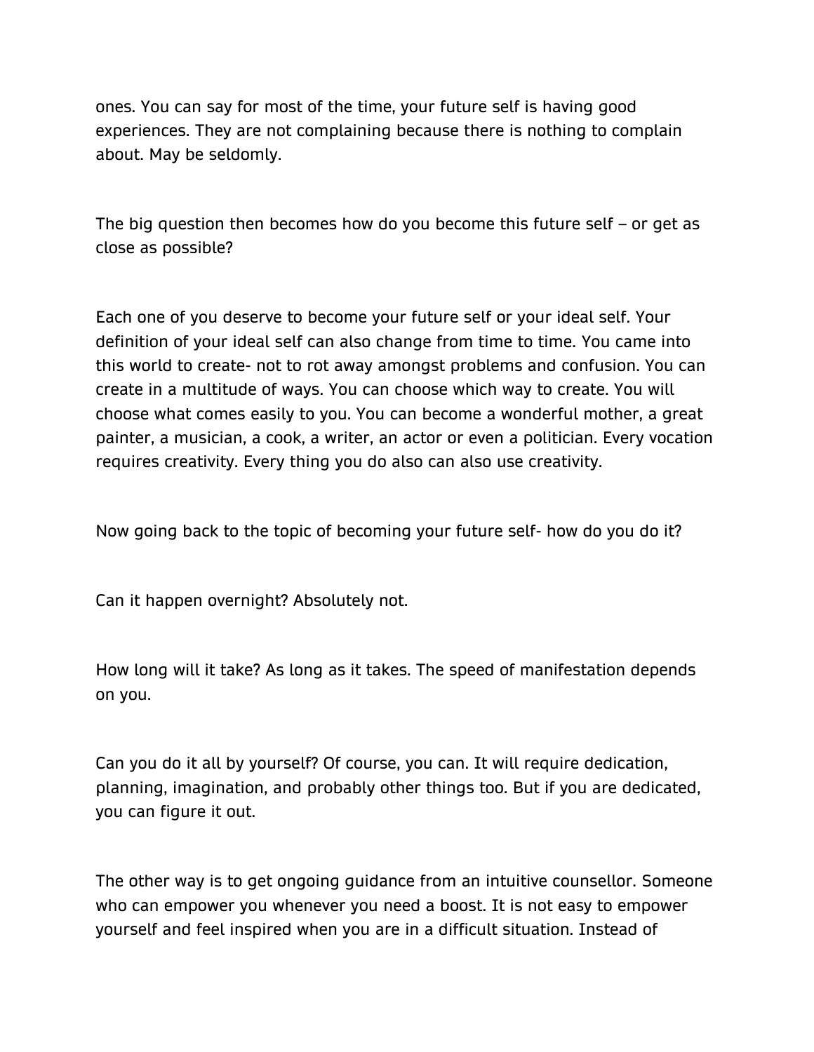ones. You can say for most of the time, your future self is having good experiences. They are not complaining because there is nothing to complain about. May be seldomly.

The big question then becomes how do you become this future self – or get as close as possible?

Each one of you deserve to become your future self or your ideal self. Your definition of your ideal self can also change from time to time. You came into this world to create- not to rot away amongst problems and confusion. You can create in a multitude of ways. You can choose which way to create. You will choose what comes easily to you. You can become a wonderful mother, a great painter, a musician, a cook, a writer, an actor or even a politician. Every vocation requires creativity. Every thing you do also can also use creativity.

Now going back to the topic of becoming your future self- how do you do it?

Can it happen overnight? Absolutely not.

How long will it take? As long as it takes. The speed of manifestation depends on you.

Can you do it all by yourself? Of course, you can. It will require dedication, planning, imagination, and probably other things too. But if you are dedicated, you can figure it out.

The other way is to get ongoing guidance from an intuitive counsellor. Someone who can empower you whenever you need a boost. It is not easy to empower yourself and feel inspired when you are in a difficult situation. Instead of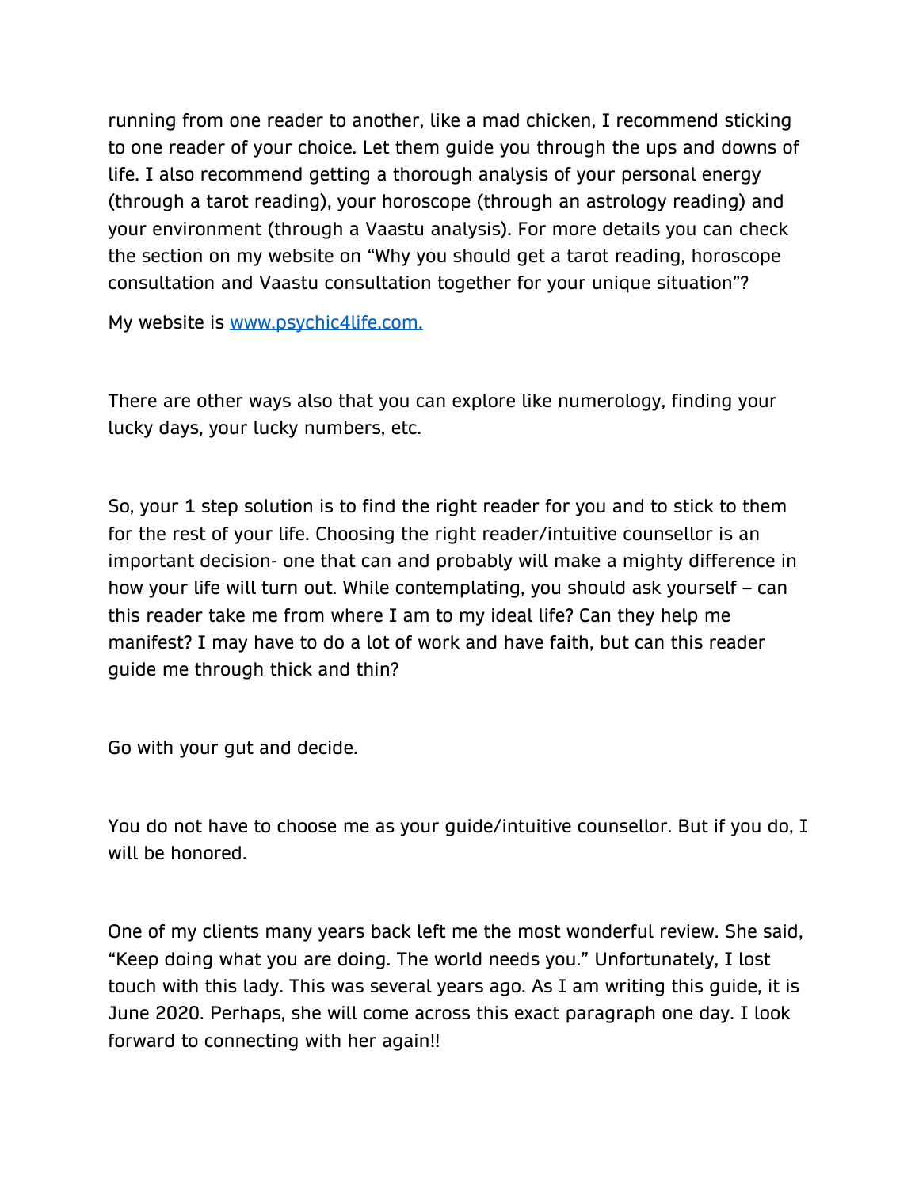running from one reader to another, like a mad chicken, I recommend sticking to one reader of your choice. Let them guide you through the ups and downs of life. I also recommend getting a thorough analysis of your personal energy (through a tarot reading), your horoscope (through an astrology reading) and your environment (through a Vaastu analysis). For more details you can check the section on my website on "Why you should get a tarot reading, horoscope consultation and Vaastu consultation together for your unique situation"?

My website is [www.psychic4life.com.](http://www.psychic4life.com)

There are other ways also that you can explore like numerology, finding your lucky days, your lucky numbers, etc.

So, your 1 step solution is to find the right reader for you and to stick to them for the rest of your life. Choosing the right reader/intuitive counsellor is an important decision- one that can and probably will make a mighty difference in how your life will turn out. While contemplating, you should ask yourself – can this reader take me from where I am to my ideal life? Can they help me manifest? I may have to do a lot of work and have faith, but can this reader guide me through thick and thin?

Go with your gut and decide.

You do not have to choose me as your guide/intuitive counsellor. But if you do, I will be honored.

One of my clients many years back left me the most wonderful review. She said, "Keep doing what you are doing. The world needs you." Unfortunately, I lost touch with this lady. This was several years ago. As I am writing this guide, it is June 2020. Perhaps, she will come across this exact paragraph one day. I look forward to connecting with her again!!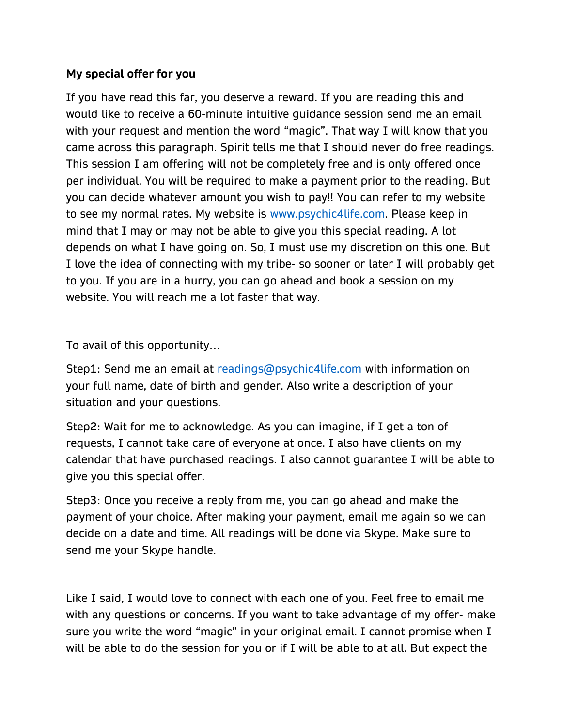**My special offer for you**

If you have read this far, you deserve a reward. If you are reading this and would like to receive a 60-minute intuitive guidance session send me an email with your request and mention the word "magic". That way I will know that you came across this paragraph. Spirit tells me that I should never do free readings. This session I am offering will not be completely free and is only offered once per individual. You will be required to make a payment prior to the reading. But you can decide whatever amount you wish to pay!! You can refer to my website to see my normal rates. My website is [www.psychic4life.com](http://www.psychic4life.com). Please keep in mind that I may or may not be able to give you this special reading. A lot depends on what I have going on. So, I must use my discretion on this one. But I love the idea of connecting with my tribe- so sooner or later I will probably get to you. If you are in a hurry, you can go ahead and book a session on my website. You will reach me a lot faster that way.

To avail of this opportunity…

Step1: Send me an email at [readings@psychic4life.com](mailto:readings@psychic4life.com) with information on your full name, date of birth and gender. Also write a description of your situation and your questions.

Step2: Wait for me to acknowledge. As you can imagine, if I get a ton of requests, I cannot take care of everyone at once. I also have clients on my calendar that have purchased readings. I also cannot guarantee I will be able to give you this special offer.

Step3: Once you receive a reply from me, you can go ahead and make the payment of your choice. After making your payment, email me again so we can decide on a date and time. All readings will be done via Skype. Make sure to send me your Skype handle.

Like I said, I would love to connect with each one of you. Feel free to email me with any questions or concerns. If you want to take advantage of my offer- make sure you write the word "magic" in your original email. I cannot promise when I will be able to do the session for you or if I will be able to at all. But expect the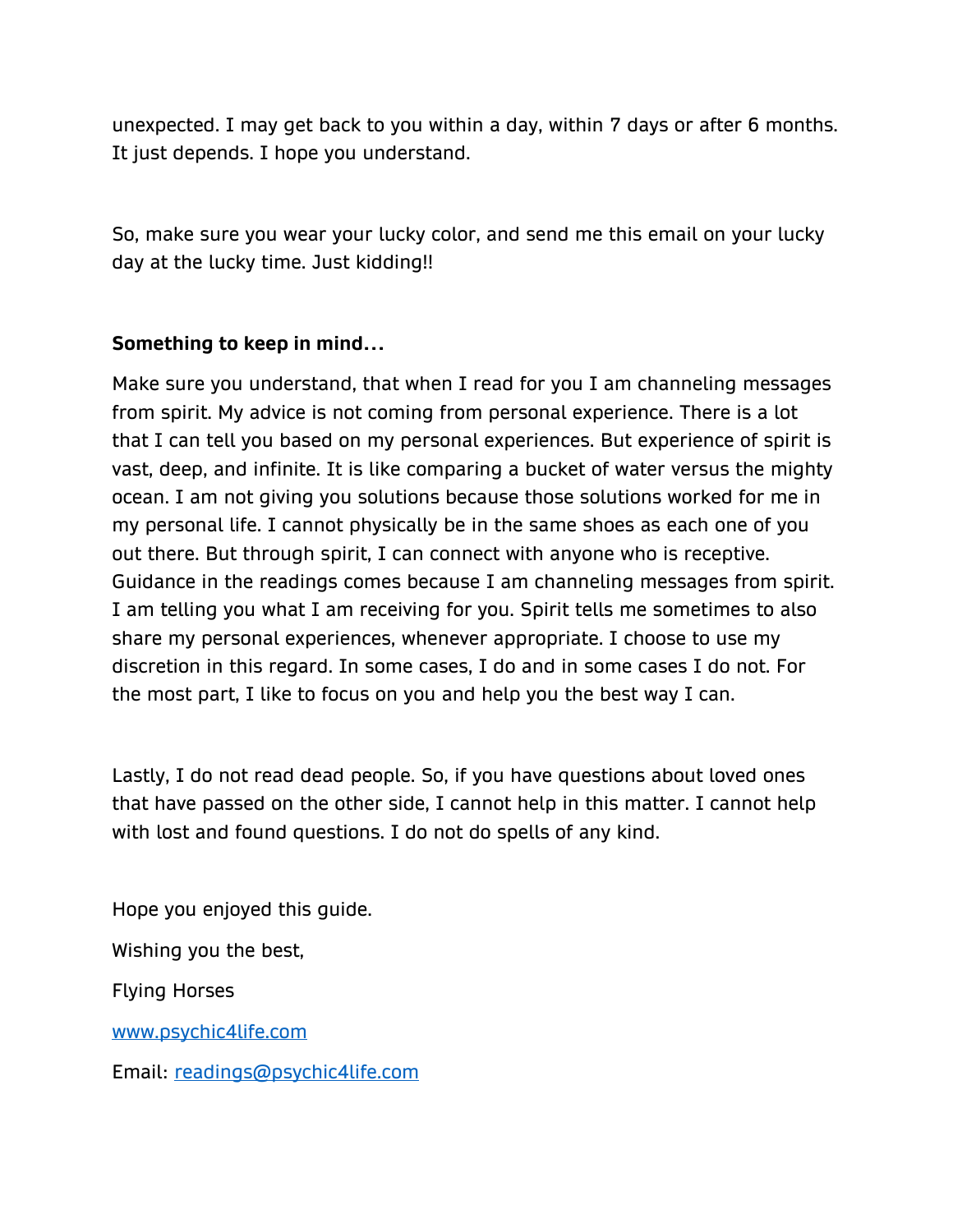unexpected. I may get back to you within a day, within 7 days or after 6 months. It just depends. I hope you understand.

So, make sure you wear your lucky color, and send me this email on your lucky day at the lucky time. Just kidding!!

**Something to keep in mind…**

Make sure you understand, that when I read for you I am channeling messages from spirit. My advice is not coming from personal experience. There is a lot that I can tell you based on my personal experiences. But experience of spirit is vast, deep, and infinite. It is like comparing a bucket of water versus the mighty ocean. I am not giving you solutions because those solutions worked for me in my personal life. I cannot physically be in the same shoes as each one of you out there. But through spirit, I can connect with anyone who is receptive. Guidance in the readings comes because I am channeling messages from spirit. I am telling you what I am receiving for you. Spirit tells me sometimes to also share my personal experiences, whenever appropriate. I choose to use my discretion in this regard. In some cases, I do and in some cases I do not. For the most part, I like to focus on you and help you the best way I can.

Lastly, I do not read dead people. So, if you have questions about loved ones that have passed on the other side, I cannot help in this matter. I cannot help with lost and found questions. I do not do spells of any kind.

Hope you enjoyed this guide.

Wishing you the best,

Flying Horses

[www.psychic4life.com](http://www.psychic4life.com)

Email: [readings@psychic4life.com](mailto:readings@psychic4life.com)